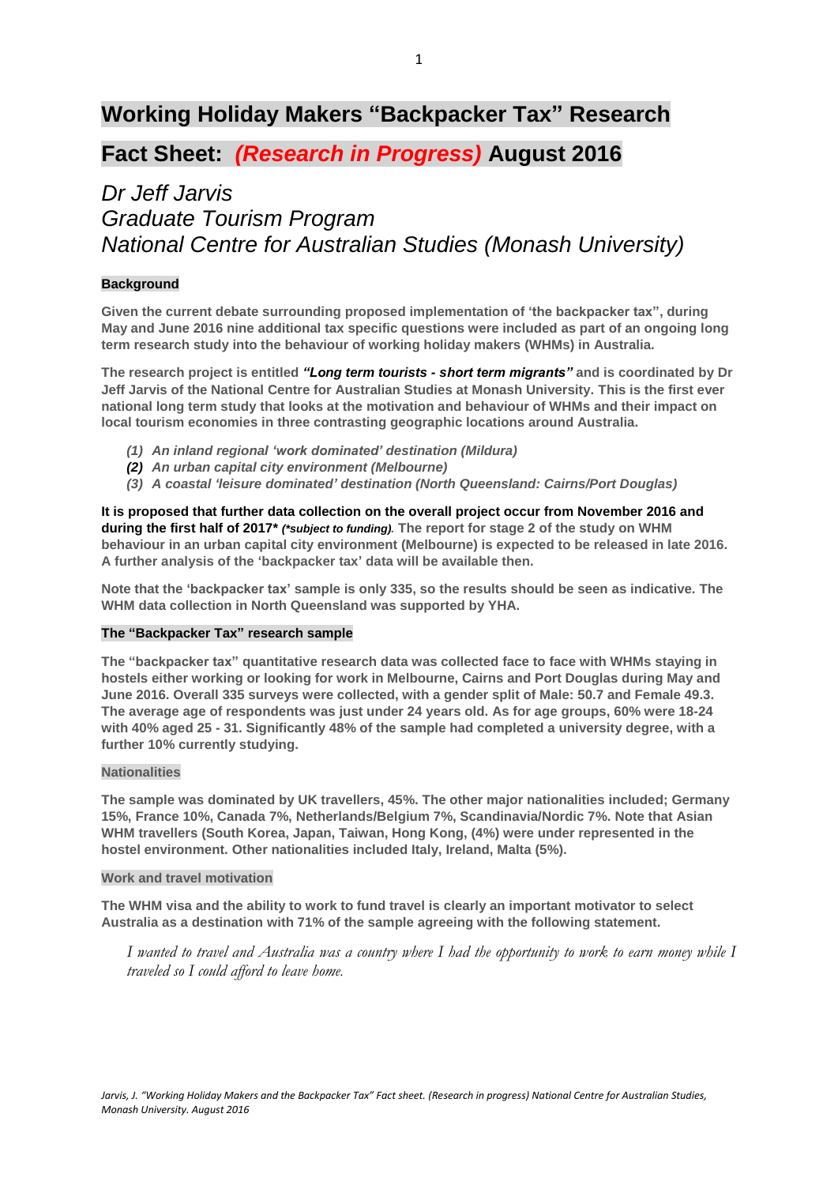# Working Holiday Makers "Backpacker Tax" Research

# Fact Sheet: *(Research in Progress)* August 2016

## *Dr Jeff Jarvis*
## *Graduate Tourism Program*
## *National Centre for Australian Studies (Monash University)*

### Background

**Given the current debate surrounding proposed implementation of 'the backpacker tax", during May and June 2016 nine additional tax specific questions were included as part of an ongoing long term research study into the behaviour of working holiday makers (WHMs) in Australia.**

**The research project is entitled *"Long term tourists - short term migrants"* and is coordinated by Dr Jeff Jarvis of the National Centre for Australian Studies at Monash University. This is the first ever national long term study that looks at the motivation and behaviour of WHMs and their impact on local tourism economies in three contrasting geographic locations around Australia.**

1. ***An inland regional 'work dominated' destination (Mildura)***
2. ***An urban capital city environment (Melbourne)***
3. ***A coastal 'leisure dominated' destination (North Queensland: Cairns/Port Douglas)***

**It is proposed that further data collection on the overall project occur from November 2016 and during the first half of 2017\* *(\*subject to funding)*. The report for stage 2 of the study on WHM behaviour in an urban capital city environment (Melbourne) is expected to be released in late 2016. A further analysis of the 'backpacker tax' data will be available then.**

**Note that the 'backpacker tax' sample is only 335, so the results should be seen as indicative. The WHM data collection in North Queensland was supported by YHA.**

### The "Backpacker Tax" research sample

**The "backpacker tax" quantitative research data was collected face to face with WHMs staying in hostels either working or looking for work in Melbourne, Cairns and Port Douglas during May and June 2016. Overall 335 surveys were collected, with a gender split of Male: 50.7 and Female 49.3. The average age of respondents was just under 24 years old. As for age groups, 60% were 18-24 with 40% aged 25 - 31. Significantly 48% of the sample had completed a university degree, with a further 10% currently studying.**

### Nationalities

**The sample was dominated by UK travellers, 45%. The other major nationalities included; Germany 15%, France 10%, Canada 7%, Netherlands/Belgium 7%, Scandinavia/Nordic 7%. Note that Asian WHM travellers (South Korea, Japan, Taiwan, Hong Kong, (4%) were under represented in the hostel environment. Other nationalities included Italy, Ireland, Malta (5%).**

### Work and travel motivation

**The WHM visa and the ability to work to fund travel is clearly an important motivator to select Australia as a destination with 71% of the sample agreeing with the following statement.**

> *I wanted to travel and Australia was a country where I had the opportunity to work to earn money while I traveled so I could afford to leave home.*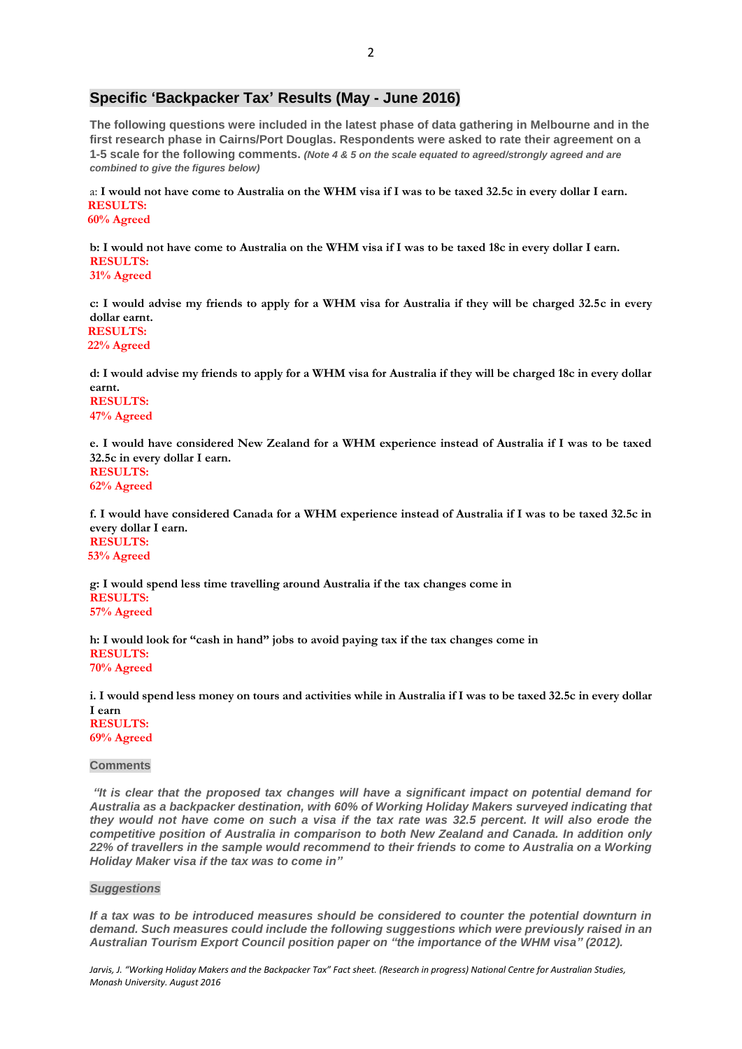## Specific 'Backpacker Tax' Results (May - June 2016)

**The following questions were included in the latest phase of data gathering in Melbourne and in the first research phase in Cairns/Port Douglas. Respondents were asked to rate their agreement on a 1-5 scale for the following comments.** ***(Note 4 & 5 on the scale equated to agreed/strongly agreed and are combined to give the figures below)***

a: **I would not have come to Australia on the WHM visa if I was to be taxed 32.5c in every dollar I earn.**
**RESULTS:**
**60% Agreed**

**b: I would not have come to Australia on the WHM visa if I was to be taxed 18c in every dollar I earn.**
**RESULTS:**
**31% Agreed**

**c: I would advise my friends to apply for a WHM visa for Australia if they will be charged 32.5c in every dollar earnt.**
**RESULTS:**
**22% Agreed**

**d: I would advise my friends to apply for a WHM visa for Australia if they will be charged 18c in every dollar earnt.**
**RESULTS:**
**47% Agreed**

**e. I would have considered New Zealand for a WHM experience instead of Australia if I was to be taxed 32.5c in every dollar I earn.**
**RESULTS:**
**62% Agreed**

**f. I would have considered Canada for a WHM experience instead of Australia if I was to be taxed 32.5c in every dollar I earn.**
**RESULTS:**
**53% Agreed**

**g: I would spend less time travelling around Australia if the tax changes come in**
**RESULTS:**
**57% Agreed**

**h: I would look for "cash in hand" jobs to avoid paying tax if the tax changes come in**
**RESULTS:**
**70% Agreed**

**i. I would spend less money on tours and activities while in Australia if I was to be taxed 32.5c in every dollar I earn**
**RESULTS:**
**69% Agreed**

**Comments**

***"It is clear that the proposed tax changes will have a significant impact on potential demand for Australia as a backpacker destination, with 60% of Working Holiday Makers surveyed indicating that they would not have come on such a visa if the tax rate was 32.5 percent. It will also erode the competitive position of Australia in comparison to both New Zealand and Canada. In addition only 22% of travellers in the sample would recommend to their friends to come to Australia on a Working Holiday Maker visa if the tax was to come in"***

***Suggestions***

***If a tax was to be introduced measures should be considered to counter the potential downturn in demand. Such measures could include the following suggestions which were previously raised in an Australian Tourism Export Council position paper on "the importance of the WHM visa" (2012).***

*Jarvis, J. "Working Holiday Makers and the Backpacker Tax" Fact sheet. (Research in progress) National Centre for Australian Studies, Monash University. August 2016*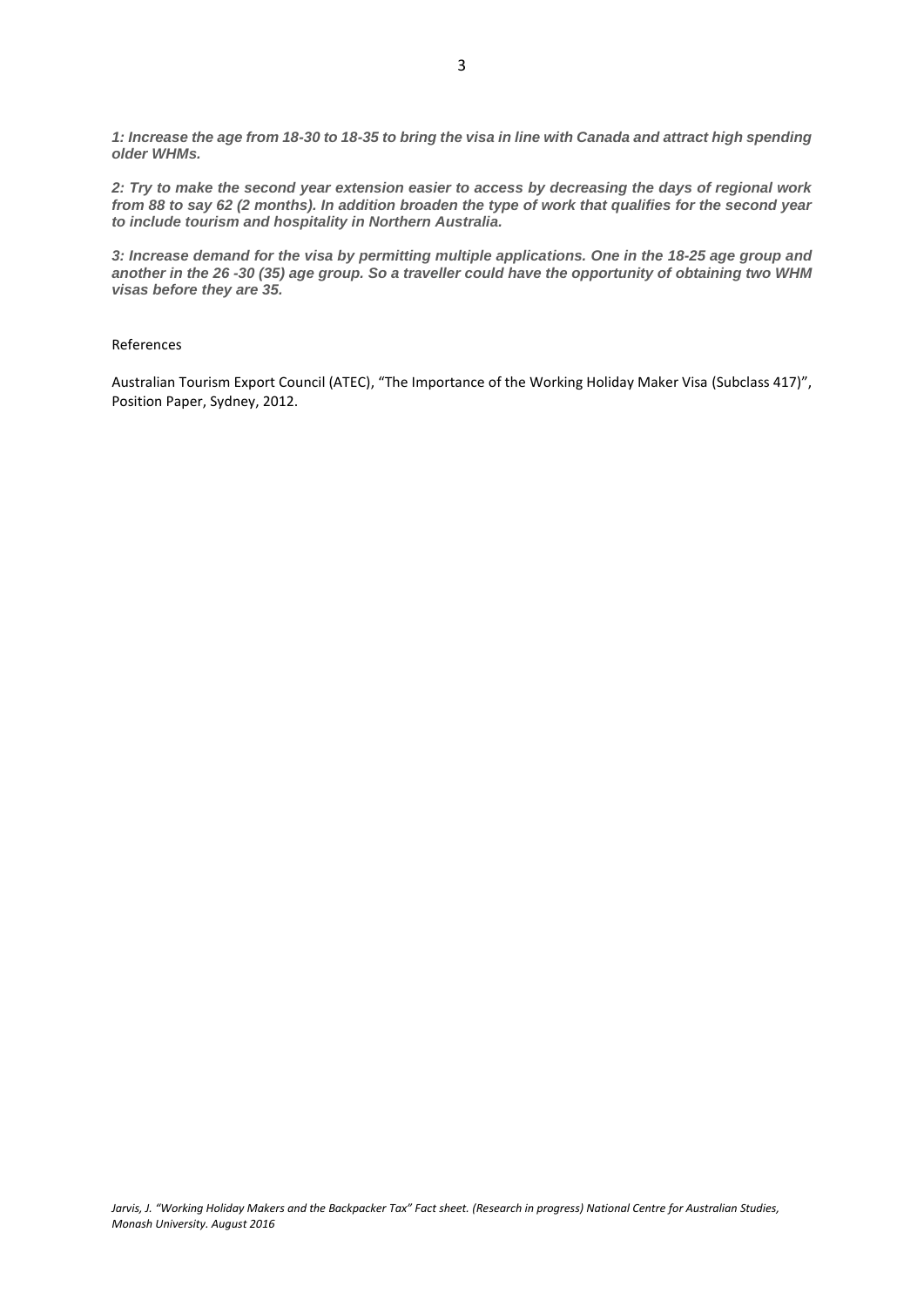***1: Increase the age from 18-30 to 18-35 to bring the visa in line with Canada and attract high spending older WHMs.***

***2: Try to make the second year extension easier to access by decreasing the days of regional work from 88 to say 62 (2 months). In addition broaden the type of work that qualifies for the second year to include tourism and hospitality in Northern Australia.***

***3: Increase demand for the visa by permitting multiple applications. One in the 18-25 age group and another in the 26 -30 (35) age group. So a traveller could have the opportunity of obtaining two WHM visas before they are 35.***

References

Australian Tourism Export Council (ATEC), "The Importance of the Working Holiday Maker Visa (Subclass 417)", Position Paper, Sydney, 2012.